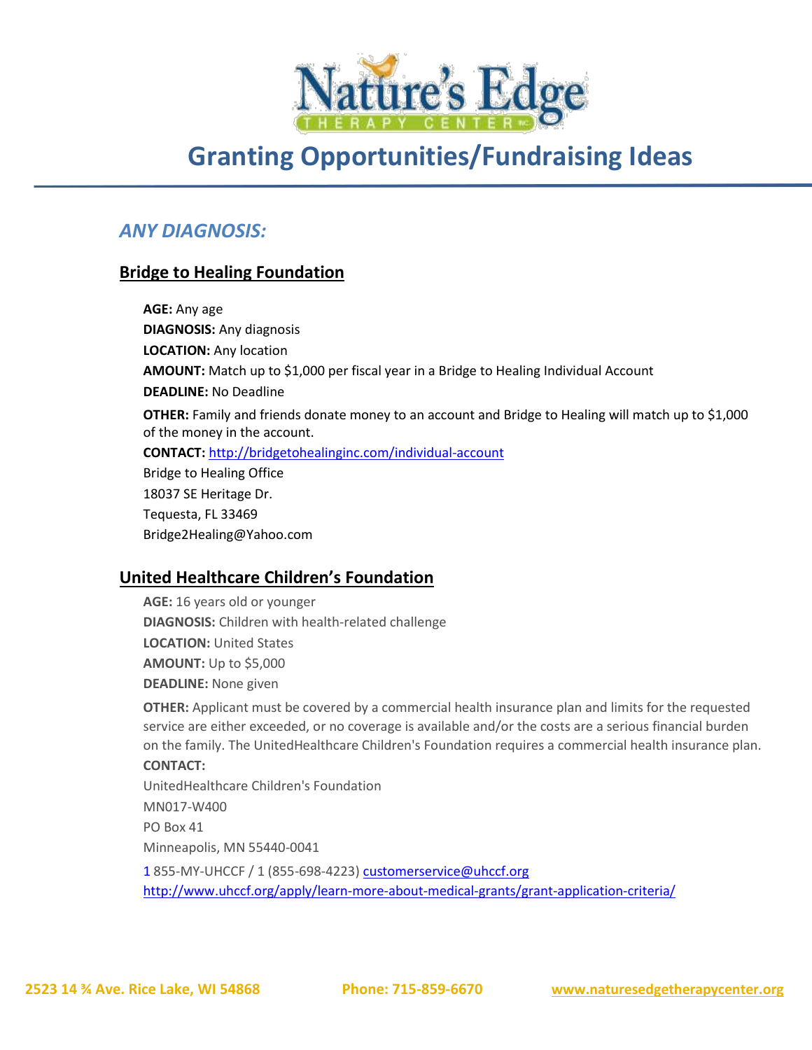# Granting Opportunities/Fundraising Ideas

## *ANY DIAGNOSIS:*

### Bridge to Healing Foundation

**AGE:** Any age
**DIAGNOSIS:** Any diagnosis
**LOCATION:** Any location
**AMOUNT:** Match up to $1,000 per fiscal year in a Bridge to Healing Individual Account
**DEADLINE:** No Deadline

**OTHER:** Family and friends donate money to an account and Bridge to Healing will match up to $1,000 of the money in the account.
**CONTACT:** http://bridgetohealinginc.com/individual-account
Bridge to Healing Office
18037 SE Heritage Dr.
Tequesta, FL 33469
Bridge2Healing@Yahoo.com

### United Healthcare Children's Foundation

**AGE:** 16 years old or younger
**DIAGNOSIS:** Children with health-related challenge
**LOCATION:** United States
**AMOUNT:** Up to $5,000
**DEADLINE:** None given

**OTHER:** Applicant must be covered by a commercial health insurance plan and limits for the requested service are either exceeded, or no coverage is available and/or the costs are a serious financial burden on the family. The UnitedHealthcare Children's Foundation requires a commercial health insurance plan.
**CONTACT:**
UnitedHealthcare Children's Foundation
MN017-W400
PO Box 41
Minneapolis, MN 55440-0041

1 855-MY-UHCCF / 1 (855-698-4223) customerservice@uhccf.org
http://www.uhccf.org/apply/learn-more-about-medical-grants/grant-application-criteria/

2523 14 ¾ Ave. Rice Lake, WI 54868 Phone: 715-859-6670 www.naturesedgetherapycenter.org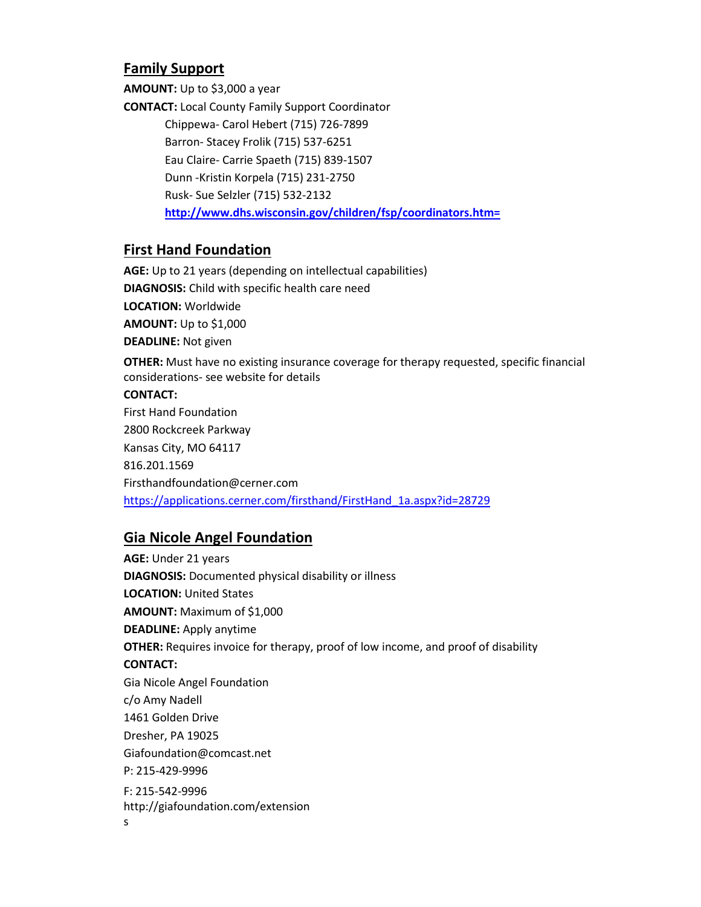## Family Support

**AMOUNT:** Up to $3,000 a year

**CONTACT:** Local County Family Support Coordinator

Chippewa- Carol Hebert (715) 726-7899
Barron- Stacey Frolik (715) 537-6251
Eau Claire- Carrie Spaeth (715) 839-1507
Dunn -Kristin Korpela (715) 231-2750
Rusk- Sue Selzler (715) 532-2132
**http://www.dhs.wisconsin.gov/children/fsp/coordinators.htm=**

## First Hand Foundation

**AGE:** Up to 21 years (depending on intellectual capabilities)

**DIAGNOSIS:** Child with specific health care need

**LOCATION:** Worldwide

**AMOUNT:** Up to $1,000

**DEADLINE:** Not given

**OTHER:** Must have no existing insurance coverage for therapy requested, specific financial considerations- see website for details

**CONTACT:**

First Hand Foundation
2800 Rockcreek Parkway
Kansas City, MO 64117
816.201.1569
Firsthandfoundation@cerner.com
https://applications.cerner.com/firsthand/FirstHand_1a.aspx?id=28729

## Gia Nicole Angel Foundation

**AGE:** Under 21 years

**DIAGNOSIS:** Documented physical disability or illness

**LOCATION:** United States

**AMOUNT:** Maximum of $1,000

**DEADLINE:** Apply anytime

**OTHER:** Requires invoice for therapy, proof of low income, and proof of disability

**CONTACT:**

Gia Nicole Angel Foundation
c/o Amy Nadell
1461 Golden Drive
Dresher, PA 19025
Giafoundation@comcast.net
P: 215-429-9996
F: 215-542-9996
http://giafoundation.com/extension
s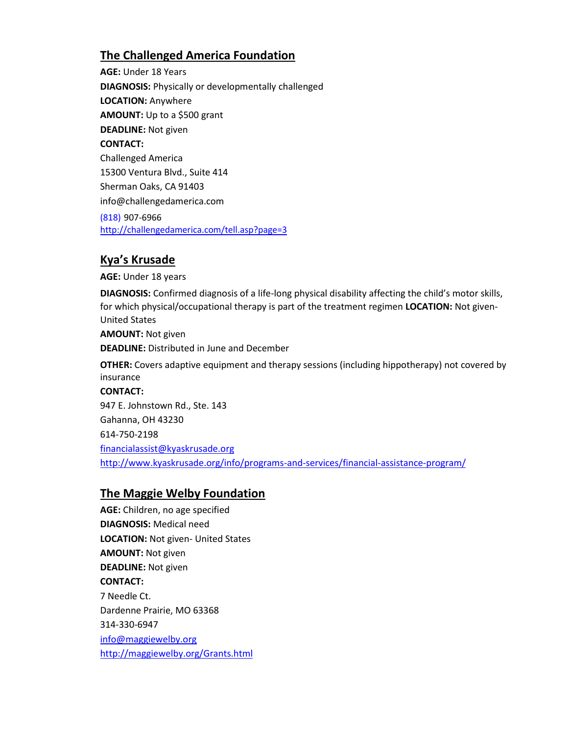## The Challenged America Foundation

**AGE:** Under 18 Years
**DIAGNOSIS:** Physically or developmentally challenged
**LOCATION:** Anywhere
**AMOUNT:** Up to a $500 grant
**DEADLINE:** Not given
**CONTACT:**
Challenged America
15300 Ventura Blvd., Suite 414
Sherman Oaks, CA 91403
info@challengedamerica.com
(818) 907-6966
http://challengedamerica.com/tell.asp?page=3

## Kya's Krusade

**AGE:** Under 18 years

**DIAGNOSIS:** Confirmed diagnosis of a life-long physical disability affecting the child's motor skills, for which physical/occupational therapy is part of the treatment regimen **LOCATION:** Not given- United States

**AMOUNT:** Not given

**DEADLINE:** Distributed in June and December

**OTHER:** Covers adaptive equipment and therapy sessions (including hippotherapy) not covered by insurance

**CONTACT:**
947 E. Johnstown Rd., Ste. 143
Gahanna, OH 43230
614-750-2198
financialassist@kyaskrusade.org
http://www.kyaskrusade.org/info/programs-and-services/financial-assistance-program/

## The Maggie Welby Foundation

**AGE:** Children, no age specified
**DIAGNOSIS:** Medical need
**LOCATION:** Not given- United States
**AMOUNT:** Not given
**DEADLINE:** Not given
**CONTACT:**
7 Needle Ct.
Dardenne Prairie, MO 63368
314-330-6947
info@maggiewelby.org
http://maggiewelby.org/Grants.html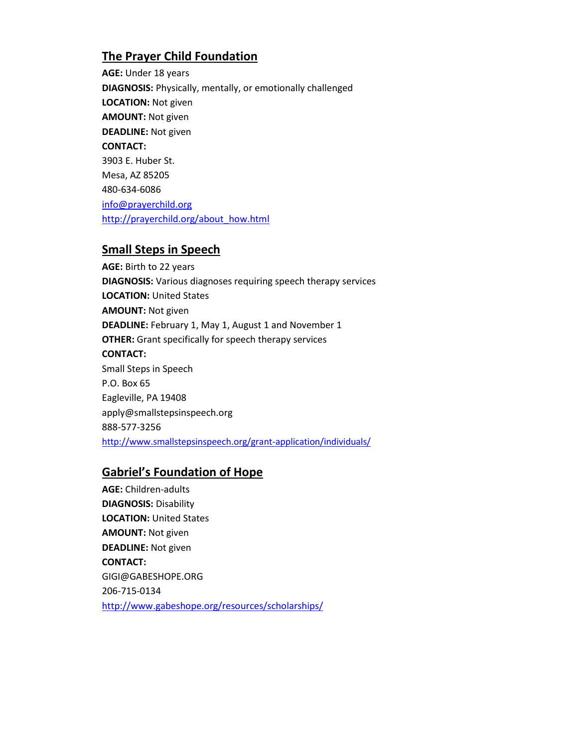## The Prayer Child Foundation

**AGE:** Under 18 years
**DIAGNOSIS:** Physically, mentally, or emotionally challenged
**LOCATION:** Not given
**AMOUNT:** Not given
**DEADLINE:** Not given
**CONTACT:**
3903 E. Huber St.
Mesa, AZ 85205
480-634-6086
info@prayerchild.org
http://prayerchild.org/about_how.html

## Small Steps in Speech

**AGE:** Birth to 22 years
**DIAGNOSIS:** Various diagnoses requiring speech therapy services
**LOCATION:** United States
**AMOUNT:** Not given
**DEADLINE:** February 1, May 1, August 1 and November 1
**OTHER:** Grant specifically for speech therapy services
**CONTACT:**
Small Steps in Speech
P.O. Box 65
Eagleville, PA 19408
apply@smallstepsinspeech.org
888-577-3256
http://www.smallstepsinspeech.org/grant-application/individuals/

## Gabriel's Foundation of Hope

**AGE:** Children-adults
**DIAGNOSIS:** Disability
**LOCATION:** United States
**AMOUNT:** Not given
**DEADLINE:** Not given
**CONTACT:**
GIGI@GABESHOPE.ORG
206-715-0134
http://www.gabeshope.org/resources/scholarships/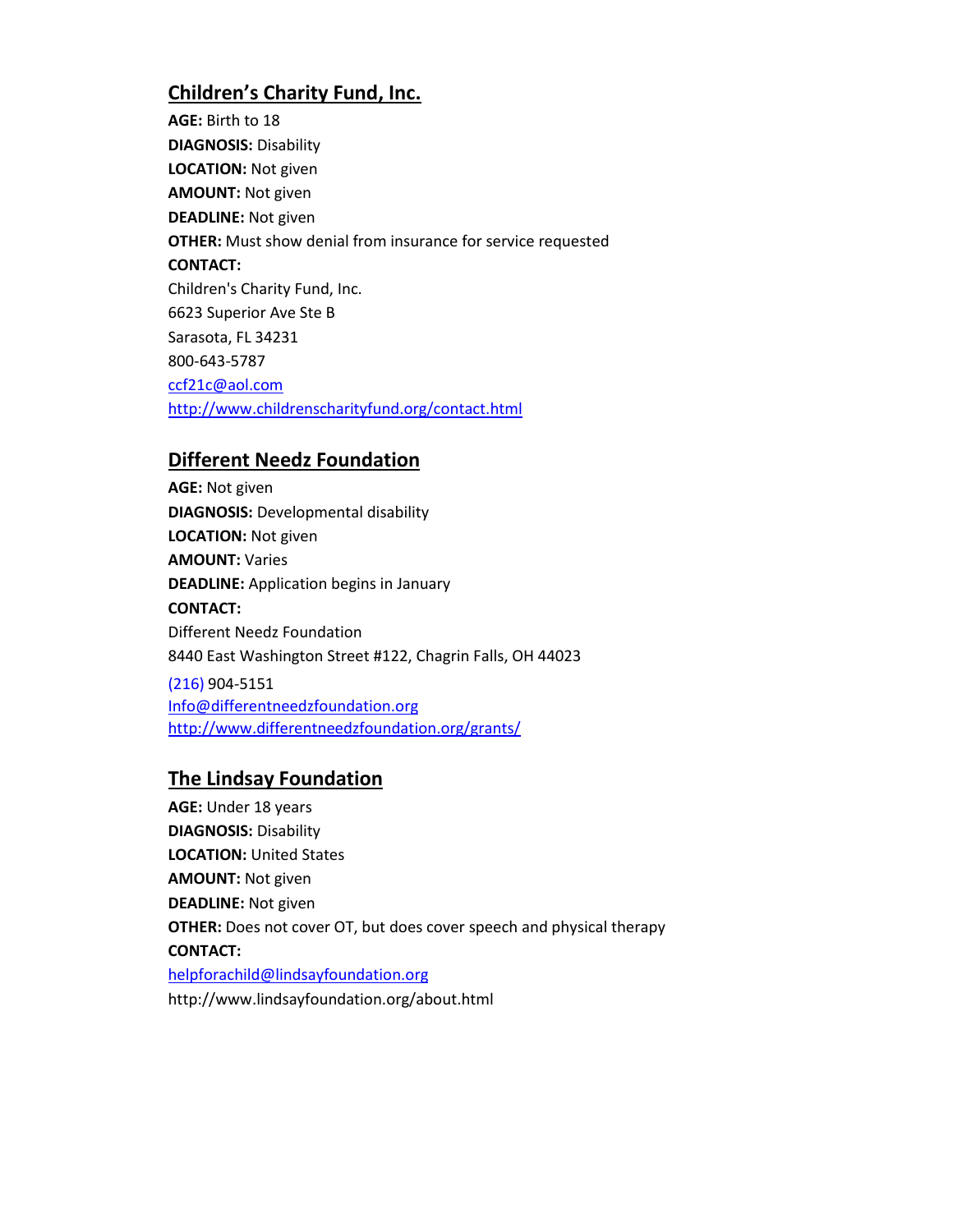## Children's Charity Fund, Inc.

**AGE:** Birth to 18
**DIAGNOSIS:** Disability
**LOCATION:** Not given
**AMOUNT:** Not given
**DEADLINE:** Not given
**OTHER:** Must show denial from insurance for service requested
**CONTACT:**
Children's Charity Fund, Inc.
6623 Superior Ave Ste B
Sarasota, FL 34231
800-643-5787
ccf21c@aol.com
http://www.childrenscharityfund.org/contact.html

## Different Needz Foundation

**AGE:** Not given
**DIAGNOSIS:** Developmental disability
**LOCATION:** Not given
**AMOUNT:** Varies
**DEADLINE:** Application begins in January
**CONTACT:**
Different Needz Foundation
8440 East Washington Street #122, Chagrin Falls, OH 44023
(216) 904-5151
Info@differentneedzfoundation.org
http://www.differentneedzfoundation.org/grants/

## The Lindsay Foundation

**AGE:** Under 18 years
**DIAGNOSIS:** Disability
**LOCATION:** United States
**AMOUNT:** Not given
**DEADLINE:** Not given
**OTHER:** Does not cover OT, but does cover speech and physical therapy
**CONTACT:**
helpforachild@lindsayfoundation.org
http://www.lindsayfoundation.org/about.html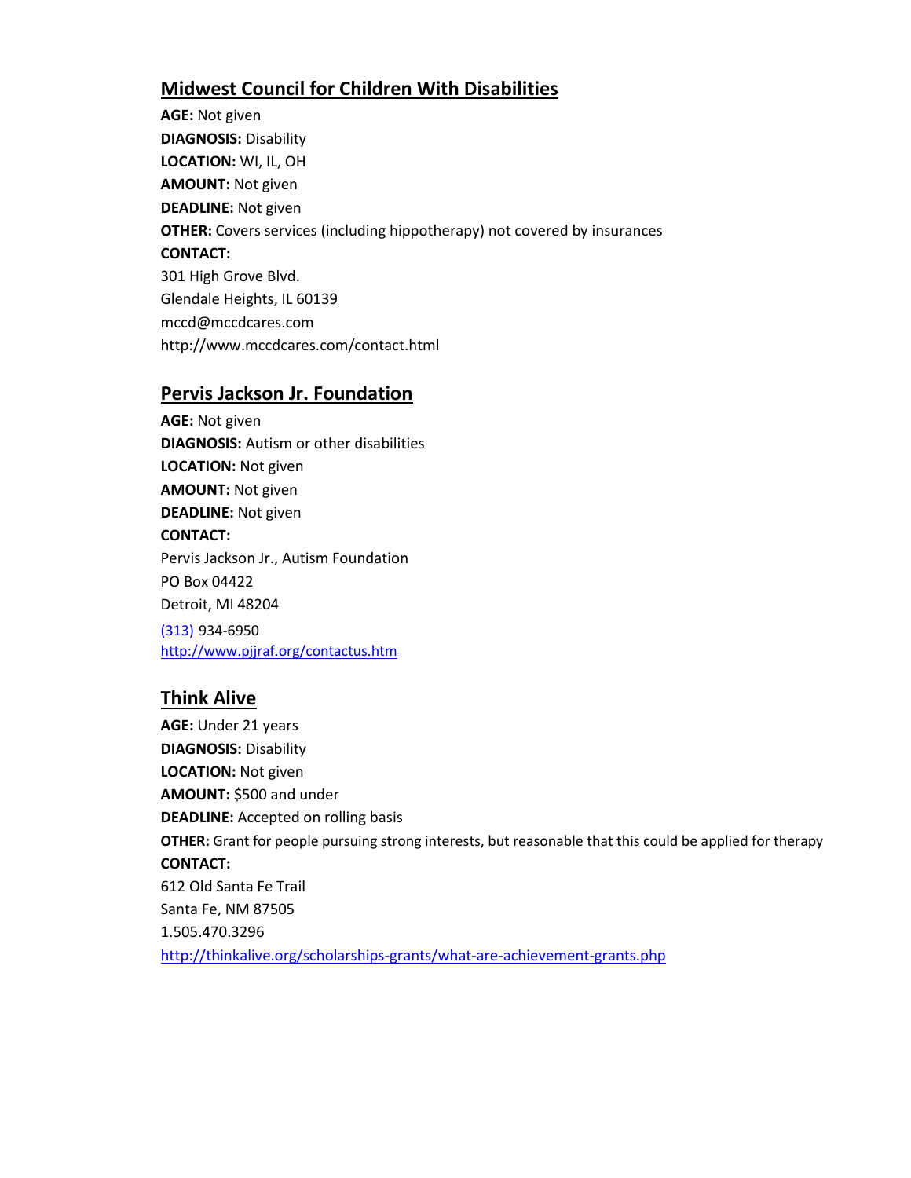## Midwest Council for Children With Disabilities

**AGE:** Not given
**DIAGNOSIS:** Disability
**LOCATION:** WI, IL, OH
**AMOUNT:** Not given
**DEADLINE:** Not given
**OTHER:** Covers services (including hippotherapy) not covered by insurances
**CONTACT:**
301 High Grove Blvd.
Glendale Heights, IL 60139
mccd@mccdcares.com
http://www.mccdcares.com/contact.html

## Pervis Jackson Jr. Foundation

**AGE:** Not given
**DIAGNOSIS:** Autism or other disabilities
**LOCATION:** Not given
**AMOUNT:** Not given
**DEADLINE:** Not given
**CONTACT:**
Pervis Jackson Jr., Autism Foundation
PO Box 04422
Detroit, MI 48204
(313) 934-6950
http://www.pjjraf.org/contactus.htm

## Think Alive

**AGE:** Under 21 years
**DIAGNOSIS:** Disability
**LOCATION:** Not given
**AMOUNT:** $500 and under
**DEADLINE:** Accepted on rolling basis
**OTHER:** Grant for people pursuing strong interests, but reasonable that this could be applied for therapy
**CONTACT:**
612 Old Santa Fe Trail
Santa Fe, NM 87505
1.505.470.3296
http://thinkalive.org/scholarships-grants/what-are-achievement-grants.php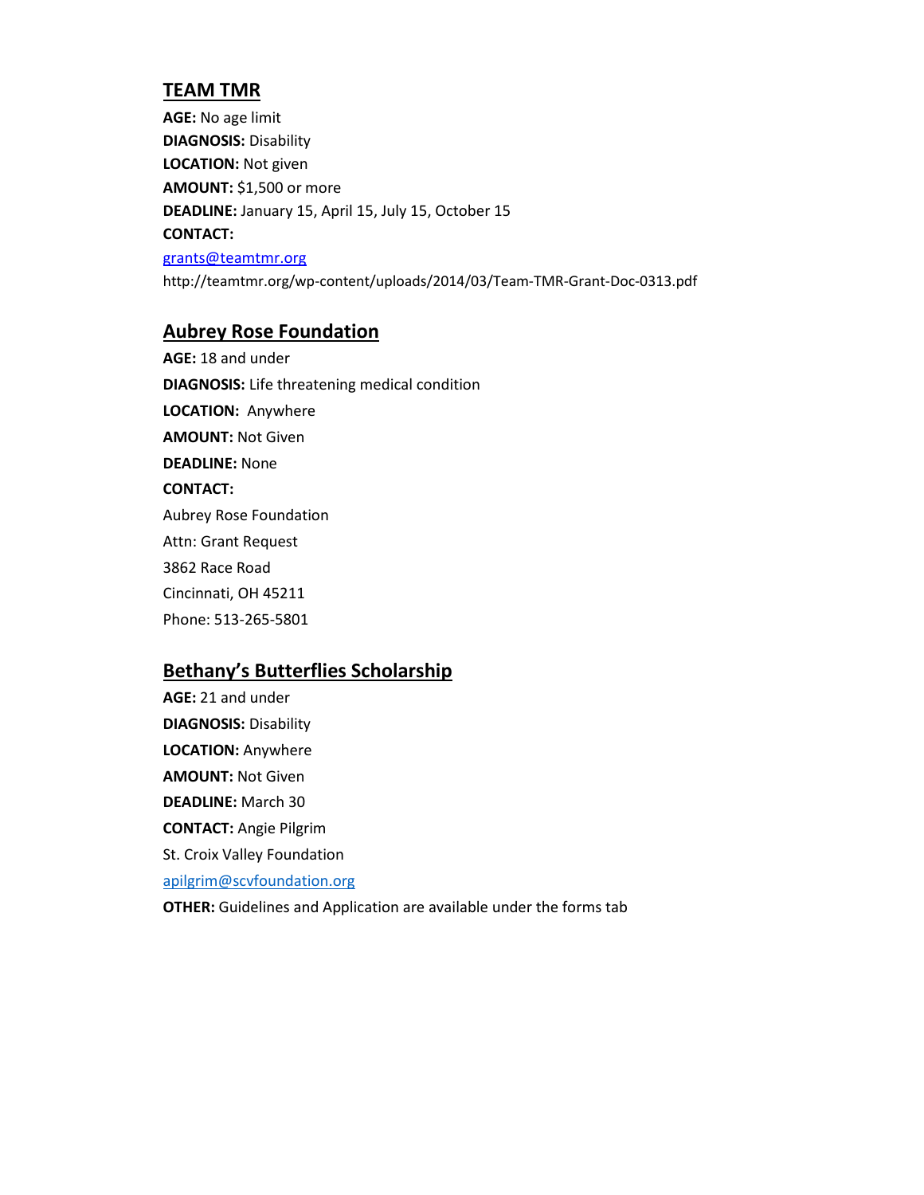## TEAM TMR

**AGE:** No age limit
**DIAGNOSIS:** Disability
**LOCATION:** Not given
**AMOUNT:** $1,500 or more
**DEADLINE:** January 15, April 15, July 15, October 15
**CONTACT:**
grants@teamtmr.org
http://teamtmr.org/wp-content/uploads/2014/03/Team-TMR-Grant-Doc-0313.pdf

## Aubrey Rose Foundation

**AGE:** 18 and under
**DIAGNOSIS:** Life threatening medical condition
**LOCATION:** Anywhere
**AMOUNT:** Not Given
**DEADLINE:** None
**CONTACT:**
Aubrey Rose Foundation
Attn: Grant Request
3862 Race Road
Cincinnati, OH 45211
Phone: 513-265-5801

## Bethany's Butterflies Scholarship

**AGE:** 21 and under
**DIAGNOSIS:** Disability
**LOCATION:** Anywhere
**AMOUNT:** Not Given
**DEADLINE:** March 30
**CONTACT:** Angie Pilgrim
St. Croix Valley Foundation
apilgrim@scvfoundation.org
**OTHER:** Guidelines and Application are available under the forms tab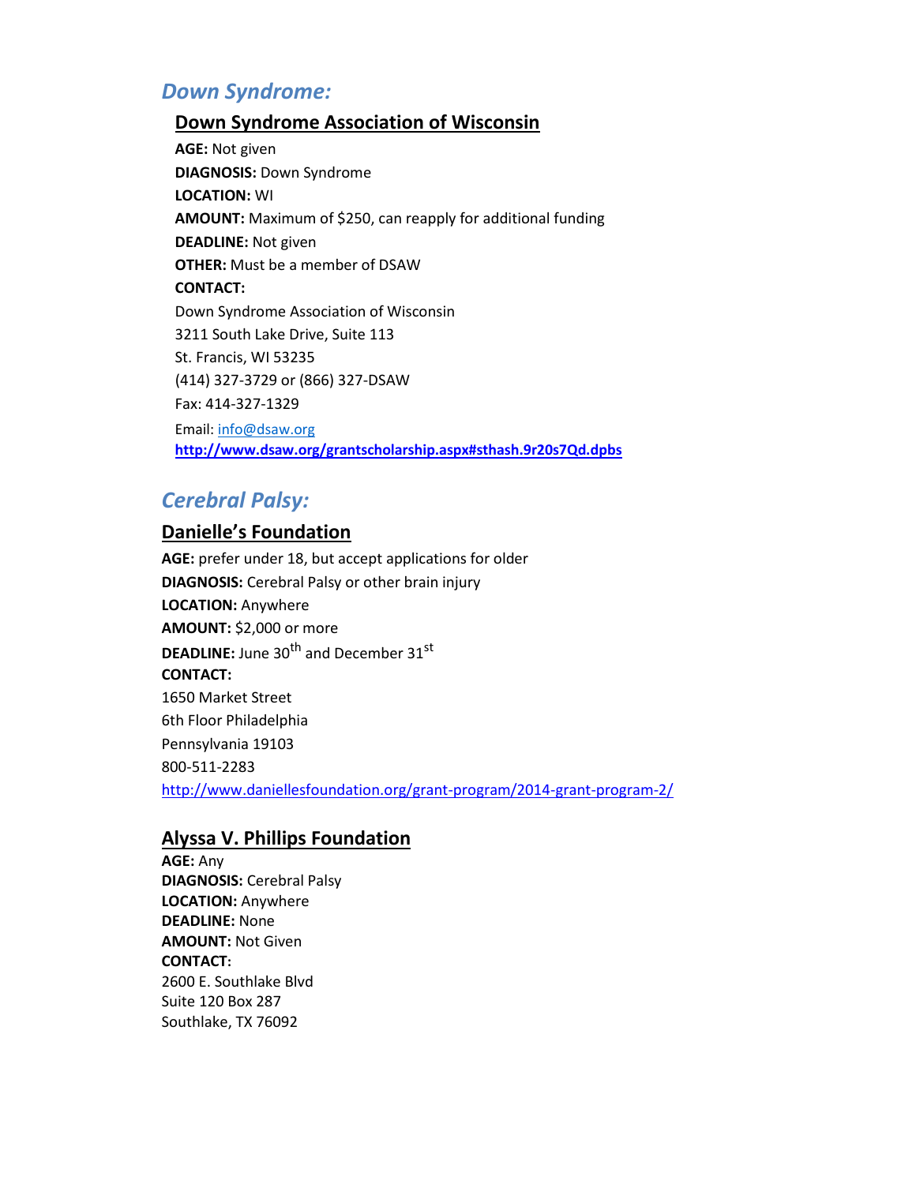## *Down Syndrome:*

### Down Syndrome Association of Wisconsin

**AGE:** Not given
**DIAGNOSIS:** Down Syndrome
**LOCATION:** WI
**AMOUNT:** Maximum of $250, can reapply for additional funding
**DEADLINE:** Not given
**OTHER:** Must be a member of DSAW
**CONTACT:**
Down Syndrome Association of Wisconsin
3211 South Lake Drive, Suite 113
St. Francis, WI 53235
(414) 327-3729 or (866) 327-DSAW
Fax: 414-327-1329
Email: info@dsaw.org
**http://www.dsaw.org/grantscholarship.aspx#sthash.9r20s7Qd.dpbs**

## *Cerebral Palsy:*

### Danielle's Foundation

**AGE:** prefer under 18, but accept applications for older
**DIAGNOSIS:** Cerebral Palsy or other brain injury
**LOCATION:** Anywhere
**AMOUNT:** $2,000 or more
**DEADLINE:** June 30th and December 31st
**CONTACT:**
1650 Market Street
6th Floor Philadelphia
Pennsylvania 19103
800-511-2283
http://www.daniellesfoundation.org/grant-program/2014-grant-program-2/

### Alyssa V. Phillips Foundation

**AGE:** Any
**DIAGNOSIS:** Cerebral Palsy
**LOCATION:** Anywhere
**DEADLINE:** None
**AMOUNT:** Not Given
**CONTACT:**
2600 E. Southlake Blvd
Suite 120 Box 287
Southlake, TX 76092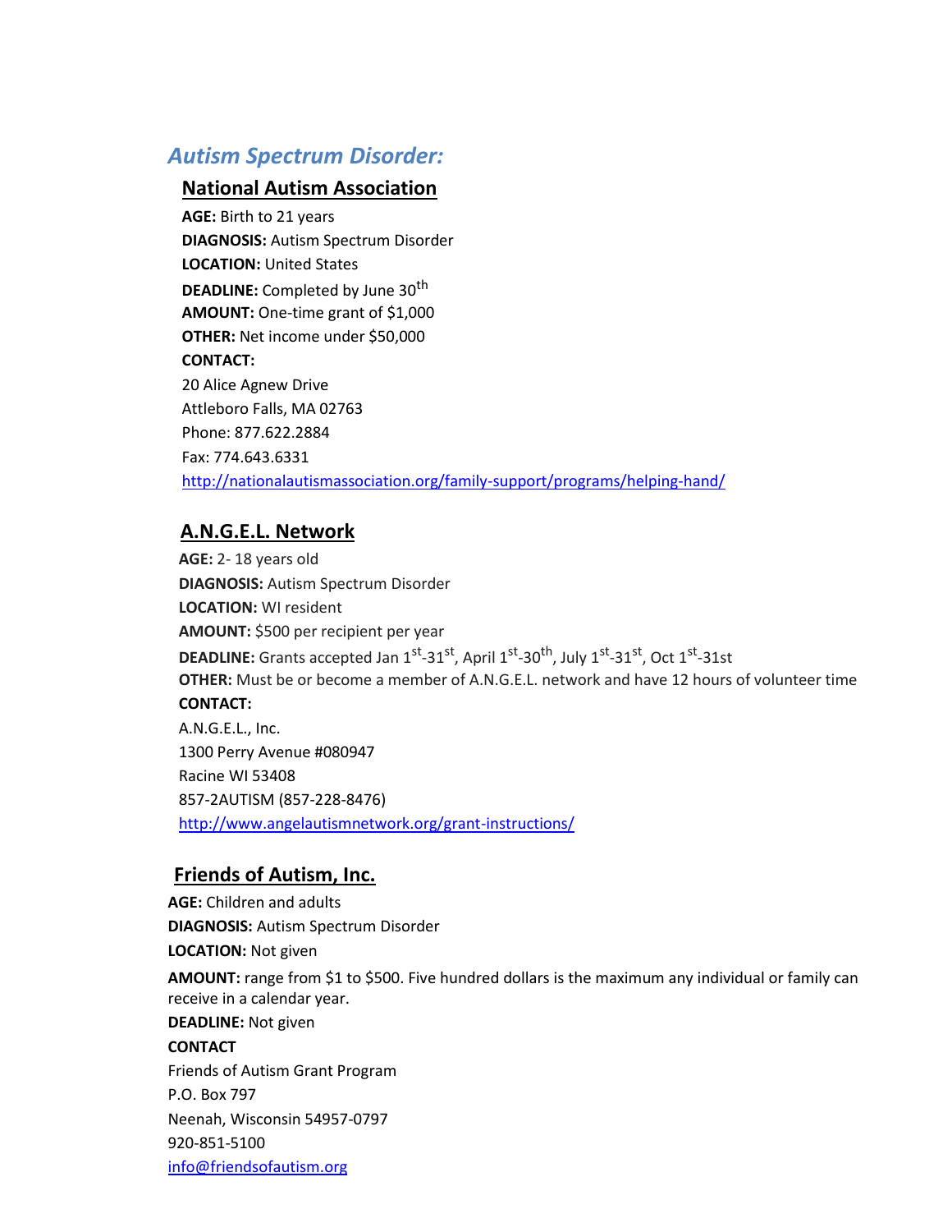## *Autism Spectrum Disorder:*

### National Autism Association

**AGE:** Birth to 21 years
**DIAGNOSIS:** Autism Spectrum Disorder
**LOCATION:** United States
**DEADLINE:** Completed by June 30th
**AMOUNT:** One-time grant of $1,000
**OTHER:** Net income under $50,000
**CONTACT:**
20 Alice Agnew Drive
Attleboro Falls, MA 02763
Phone: 877.622.2884
Fax: 774.643.6331
http://nationalautismassociation.org/family-support/programs/helping-hand/

### A.N.G.E.L. Network

**AGE:** 2- 18 years old
**DIAGNOSIS:** Autism Spectrum Disorder
**LOCATION:** WI resident
**AMOUNT:** $500 per recipient per year
**DEADLINE:** Grants accepted Jan 1st-31st, April 1st-30th, July 1st-31st, Oct 1st-31st
**OTHER:** Must be or become a member of A.N.G.E.L. network and have 12 hours of volunteer time
**CONTACT:**
A.N.G.E.L., Inc.
1300 Perry Avenue #080947
Racine WI 53408
857-2AUTISM (857-228-8476)
http://www.angelautismnetwork.org/grant-instructions/

### Friends of Autism, Inc.

**AGE:** Children and adults
**DIAGNOSIS:** Autism Spectrum Disorder
**LOCATION:** Not given
**AMOUNT:** range from $1 to $500. Five hundred dollars is the maximum any individual or family can receive in a calendar year.
**DEADLINE:** Not given
**CONTACT**
Friends of Autism Grant Program
P.O. Box 797
Neenah, Wisconsin 54957-0797
920-851-5100
info@friendsofautism.org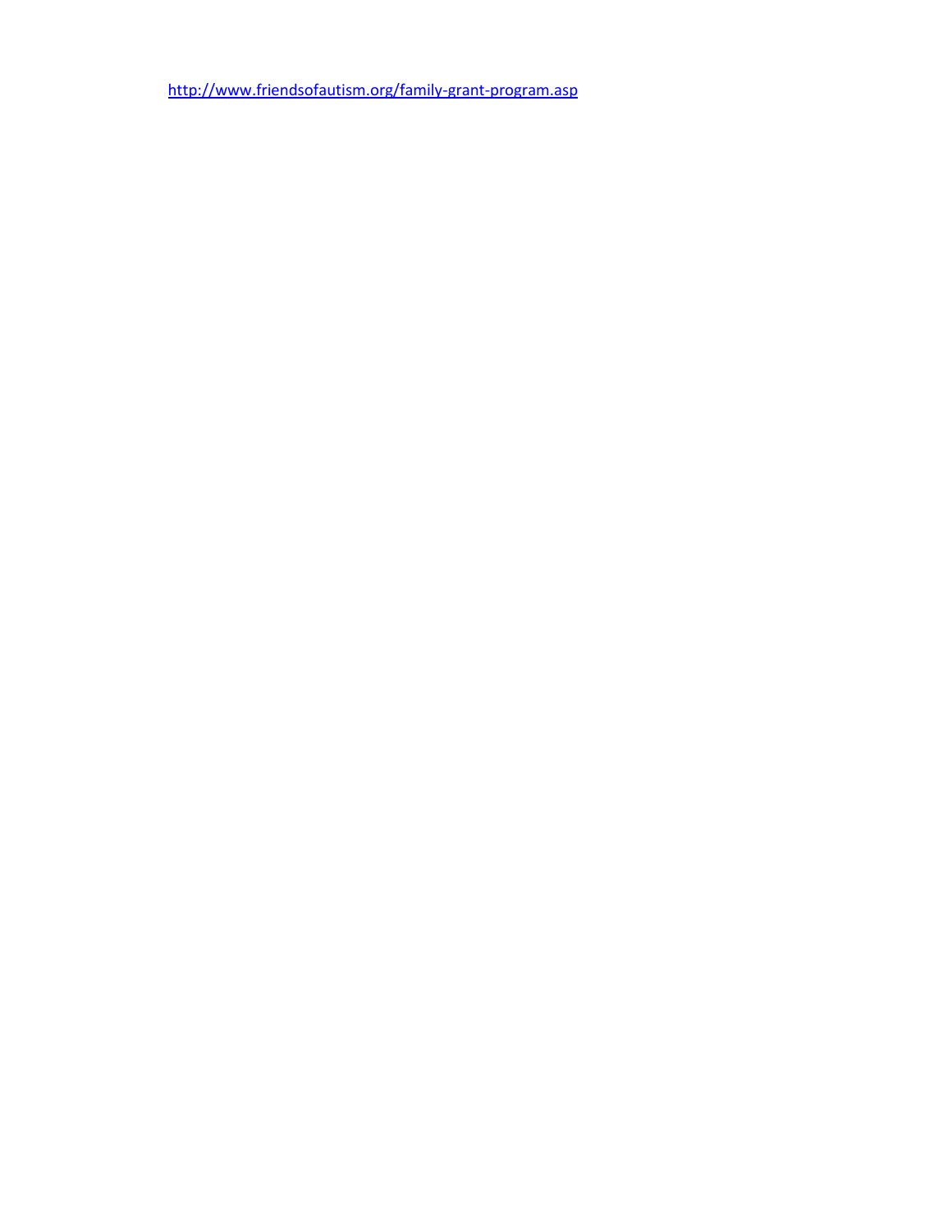http://www.friendsofautism.org/family-grant-program.asp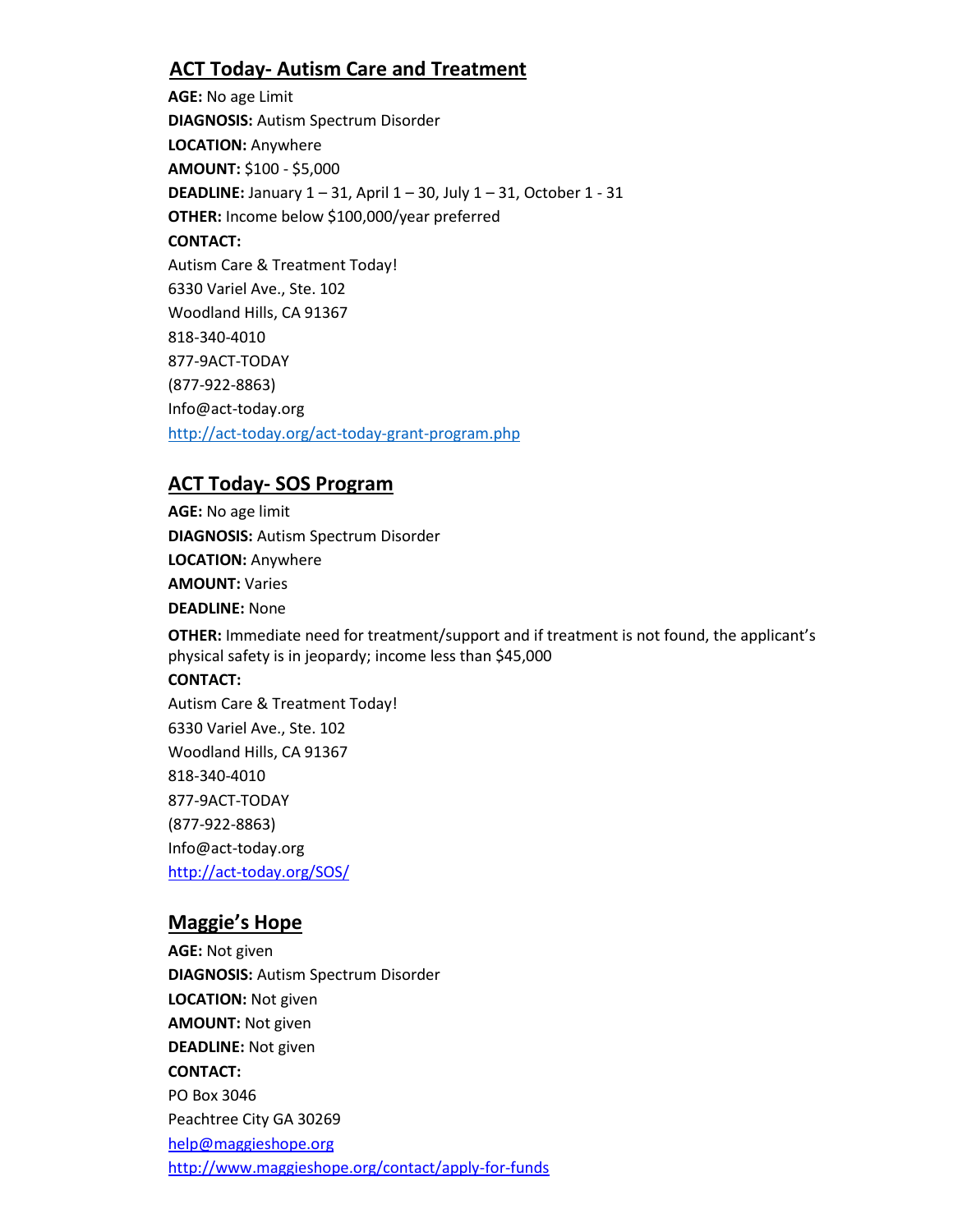## ACT Today- Autism Care and Treatment

**AGE:** No age Limit
**DIAGNOSIS:** Autism Spectrum Disorder
**LOCATION:** Anywhere
**AMOUNT:** $100 - $5,000
**DEADLINE:** January 1 – 31, April 1 – 30, July 1 – 31, October 1 - 31
**OTHER:** Income below $100,000/year preferred
**CONTACT:**
Autism Care & Treatment Today!
6330 Variel Ave., Ste. 102
Woodland Hills, CA 91367
818-340-4010
877-9ACT-TODAY
(877-922-8863)
Info@act-today.org
http://act-today.org/act-today-grant-program.php

## ACT Today- SOS Program

**AGE:** No age limit
**DIAGNOSIS:** Autism Spectrum Disorder
**LOCATION:** Anywhere
**AMOUNT:** Varies
**DEADLINE:** None
**OTHER:** Immediate need for treatment/support and if treatment is not found, the applicant's physical safety is in jeopardy; income less than $45,000
**CONTACT:**
Autism Care & Treatment Today!
6330 Variel Ave., Ste. 102
Woodland Hills, CA 91367
818-340-4010
877-9ACT-TODAY
(877-922-8863)
Info@act-today.org
http://act-today.org/SOS/

## Maggie's Hope

**AGE:** Not given
**DIAGNOSIS:** Autism Spectrum Disorder
**LOCATION:** Not given
**AMOUNT:** Not given
**DEADLINE:** Not given
**CONTACT:**
PO Box 3046
Peachtree City GA 30269
help@maggieshope.org
http://www.maggieshope.org/contact/apply-for-funds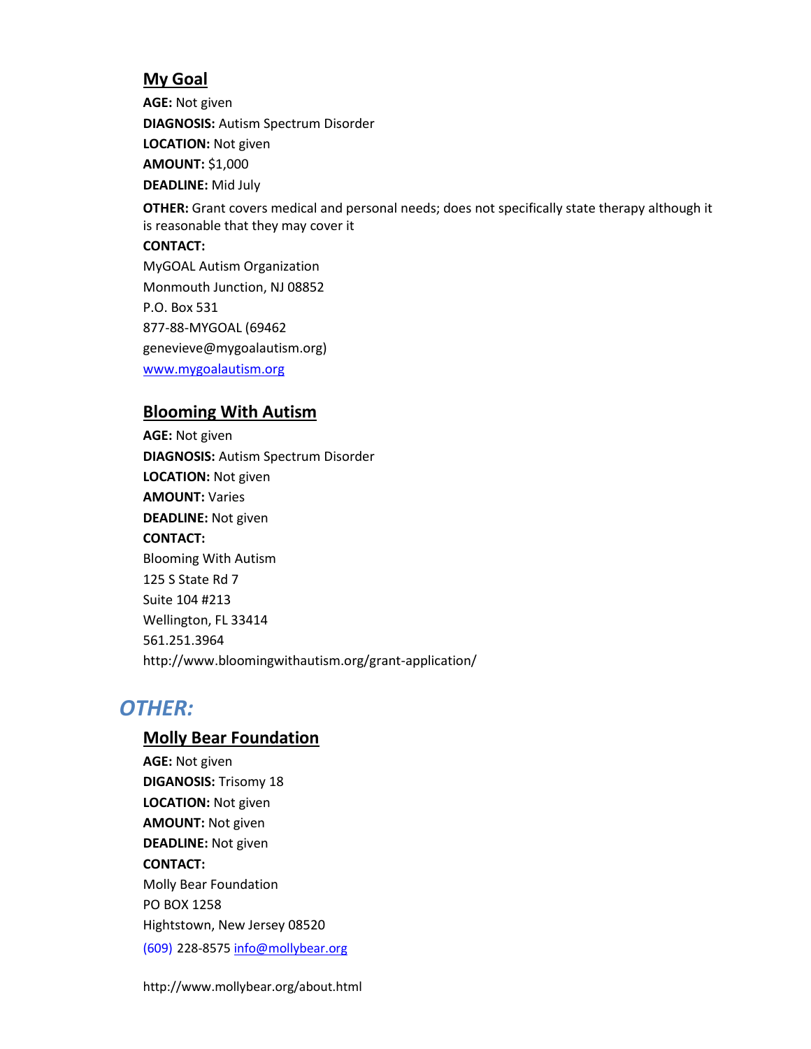## My Goal

**AGE:** Not given

**DIAGNOSIS:** Autism Spectrum Disorder

**LOCATION:** Not given

**AMOUNT:** $1,000

**DEADLINE:** Mid July

**OTHER:** Grant covers medical and personal needs; does not specifically state therapy although it is reasonable that they may cover it

**CONTACT:**

MyGOAL Autism Organization
Monmouth Junction, NJ 08852
P.O. Box 531
877-88-MYGOAL (69462
genevieve@mygoalautism.org)
www.mygoalautism.org

## Blooming With Autism

**AGE:** Not given

**DIAGNOSIS:** Autism Spectrum Disorder

**LOCATION:** Not given

**AMOUNT:** Varies

**DEADLINE:** Not given

**CONTACT:**

Blooming With Autism
125 S State Rd 7
Suite 104 #213
Wellington, FL 33414
561.251.3964
http://www.bloomingwithautism.org/grant-application/

# *OTHER:*

## Molly Bear Foundation

**AGE:** Not given

**DIGANOSIS:** Trisomy 18

**LOCATION:** Not given

**AMOUNT:** Not given

**DEADLINE:** Not given

**CONTACT:**

Molly Bear Foundation
PO BOX 1258
Hightstown, New Jersey 08520
(609) 228-8575 info@mollybear.org

http://www.mollybear.org/about.html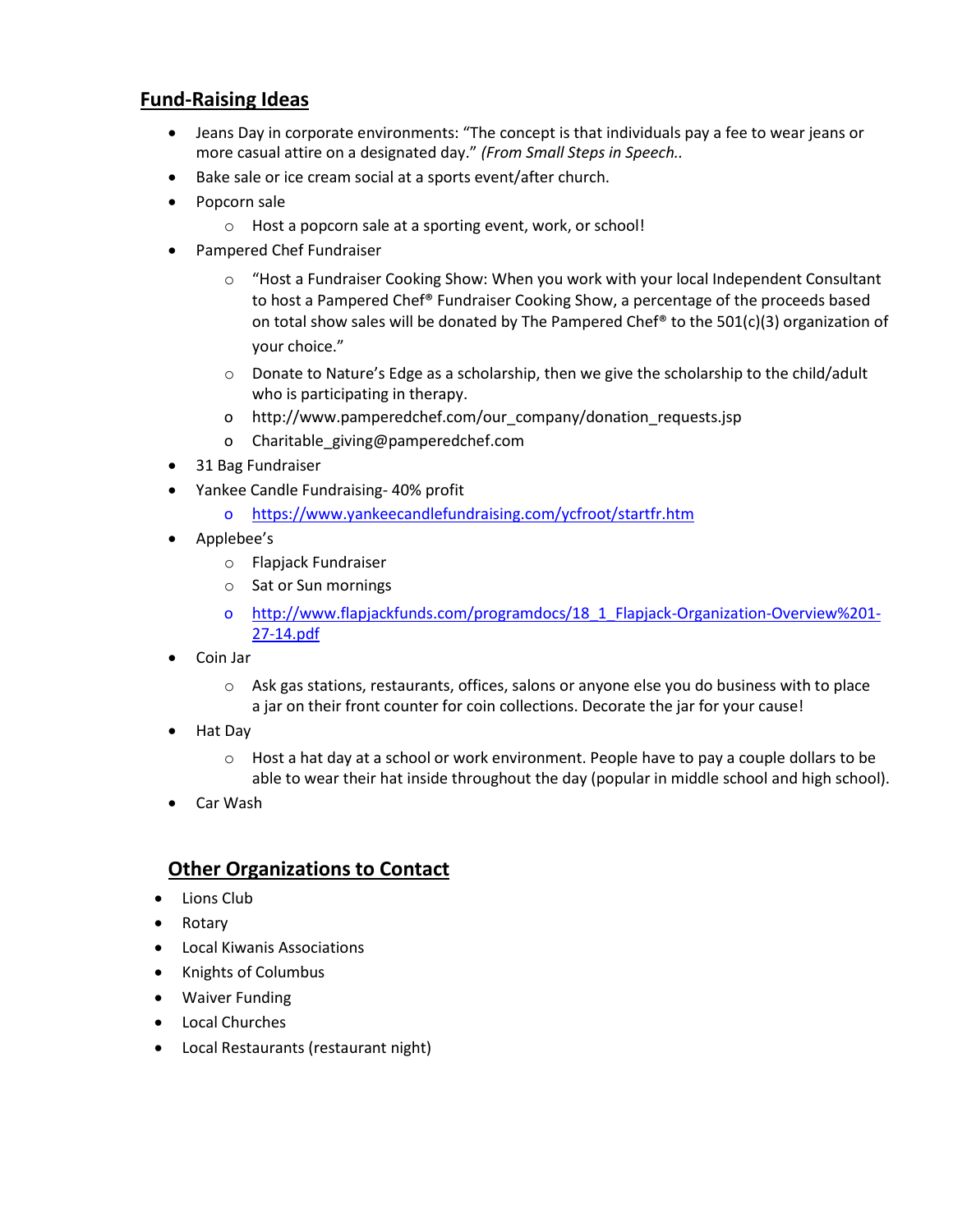## **Fund-Raising Ideas**

- Jeans Day in corporate environments: “The concept is that individuals pay a fee to wear jeans or more casual attire on a designated day.” *(From Small Steps in Speech..*
- Bake sale or ice cream social at a sports event/after church.
- Popcorn sale
  - Host a popcorn sale at a sporting event, work, or school!
- Pampered Chef Fundraiser
  - “Host a Fundraiser Cooking Show: When you work with your local Independent Consultant to host a Pampered Chef® Fundraiser Cooking Show, a percentage of the proceeds based on total show sales will be donated by The Pampered Chef® to the 501(c)(3) organization of your choice.”
  - Donate to Nature’s Edge as a scholarship, then we give the scholarship to the child/adult who is participating in therapy.
  - http://www.pamperedchef.com/our_company/donation_requests.jsp
  - Charitable_giving@pamperedchef.com
- 31 Bag Fundraiser
- Yankee Candle Fundraising- 40% profit
  - https://www.yankeecandlefundraising.com/ycfroot/startfr.htm
- Applebee’s
  - Flapjack Fundraiser
  - Sat or Sun mornings
  - http://www.flapjackfunds.com/programdocs/18_1_Flapjack-Organization-Overview%201-27-14.pdf
- Coin Jar
  - Ask gas stations, restaurants, offices, salons or anyone else you do business with to place a jar on their front counter for coin collections. Decorate the jar for your cause!
- Hat Day
  - Host a hat day at a school or work environment. People have to pay a couple dollars to be able to wear their hat inside throughout the day (popular in middle school and high school).
- Car Wash

## **Other Organizations to Contact**

- Lions Club
- Rotary
- Local Kiwanis Associations
- Knights of Columbus
- Waiver Funding
- Local Churches
- Local Restaurants (restaurant night)